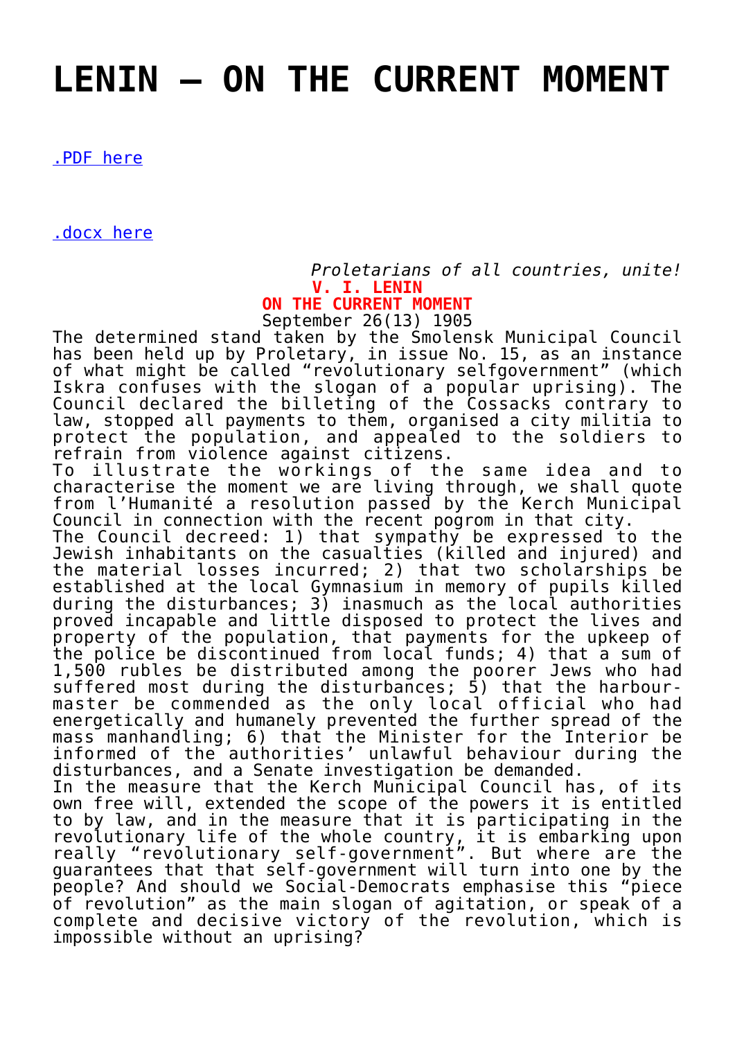# LENIN – ON THE CURRENT MOMENT

.PDF here

.docx here

*Proletarians of all countries, unite!*

**V. I. LENIN**

**ON THE CURRENT MOMENT**

September 26(13) 1905

The determined stand taken by the Smolensk Municipal Council has been held up by Proletary, in issue No. 15, as an instance of what might be called "revolutionary selfgovernment" (which Iskra confuses with the slogan of a popular uprising). The Council declared the billeting of the Cossacks contrary to law, stopped all payments to them, organised a city militia to protect the population, and appealed to the soldiers to refrain from violence against citizens.

To illustrate the workings of the same idea and to characterise the moment we are living through, we shall quote from l'Humanité a resolution passed by the Kerch Municipal Council in connection with the recent pogrom in that city.

The Council decreed: 1) that sympathy be expressed to the Jewish inhabitants on the casualties (killed and injured) and the material losses incurred; 2) that two scholarships be established at the local Gymnasium in memory of pupils killed during the disturbances; 3) inasmuch as the local authorities proved incapable and little disposed to protect the lives and property of the population, that payments for the upkeep of the police be discontinued from local funds; 4) that a sum of 1,500 rubles be distributed among the poorer Jews who had suffered most during the disturbances; 5) that the harbour-master be commended as the only local official who had energetically and humanely prevented the further spread of the mass manhandling; 6) that the Minister for the Interior be informed of the authorities' unlawful behaviour during the disturbances, and a Senate investigation be demanded.

In the measure that the Kerch Municipal Council has, of its own free will, extended the scope of the powers it is entitled to by law, and in the measure that it is participating in the revolutionary life of the whole country, it is embarking upon really "revolutionary self-government". But where are the guarantees that that self-government will turn into one by the people? And should we Social-Democrats emphasise this "piece of revolution" as the main slogan of agitation, or speak of a complete and decisive victory of the revolution, which is impossible without an uprising?